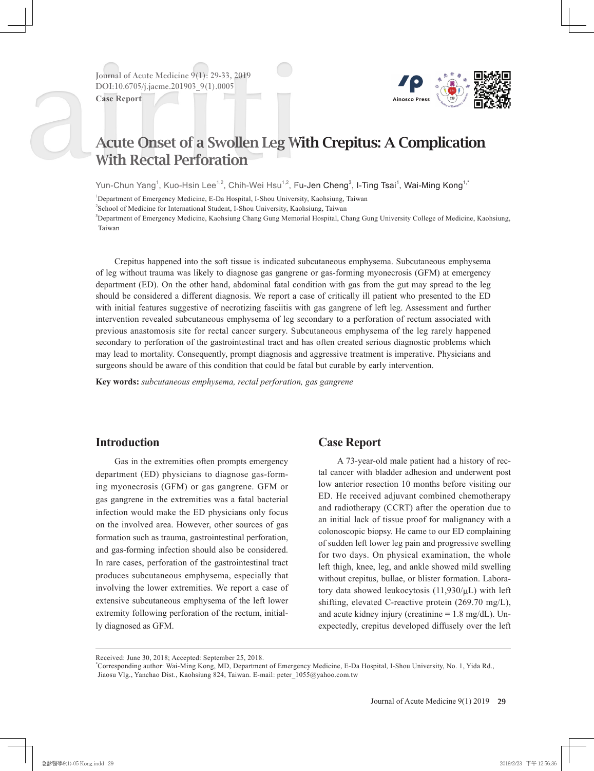Case Report

# Acute Onset of a Swollen Leg With Crepitus: A Complication With Rectal Perforation

Yun-Chun Yang[1], Kuo-Hsin Lee[1,2], Chih-Wei Hsu[1,2], Fu-Jen Cheng[3], I-Ting Tsai[1], Wai-Ming Kong[1,*]

[1]Department of Emergency Medicine, E-Da Hospital, I-Shou University, Kaohsiung, Taiwan
[2]School of Medicine for International Student, I-Shou University, Kaohsiung, Taiwan
[3]Department of Emergency Medicine, Kaohsiung Chang Gung Memorial Hospital, Chang Gung University College of Medicine, Kaohsiung, Taiwan

Crepitus happened into the soft tissue is indicated subcutaneous emphysema. Subcutaneous emphysema of leg without trauma was likely to diagnose gas gangrene or gas-forming myonecrosis (GFM) at emergency department (ED). On the other hand, abdominal fatal condition with gas from the gut may spread to the leg should be considered a different diagnosis. We report a case of critically ill patient who presented to the ED with initial features suggestive of necrotizing fasciitis with gas gangrene of left leg. Assessment and further intervention revealed subcutaneous emphysema of leg secondary to a perforation of rectum associated with previous anastomosis site for rectal cancer surgery. Subcutaneous emphysema of the leg rarely happened secondary to perforation of the gastrointestinal tract and has often created serious diagnostic problems which may lead to mortality. Consequently, prompt diagnosis and aggressive treatment is imperative. Physicians and surgeons should be aware of this condition that could be fatal but curable by early intervention.

**Key words:** *subcutaneous emphysema, rectal perforation, gas gangrene*

## Introduction

Gas in the extremities often prompts emergency department (ED) physicians to diagnose gas-forming myonecrosis (GFM) or gas gangrene. GFM or gas gangrene in the extremities was a fatal bacterial infection would make the ED physicians only focus on the involved area. However, other sources of gas formation such as trauma, gastrointestinal perforation, and gas-forming infection should also be considered. In rare cases, perforation of the gastrointestinal tract produces subcutaneous emphysema, especially that involving the lower extremities. We report a case of extensive subcutaneous emphysema of the left lower extremity following perforation of the rectum, initially diagnosed as GFM.

## Case Report

A 73-year-old male patient had a history of rectal cancer with bladder adhesion and underwent post low anterior resection 10 months before visiting our ED. He received adjuvant combined chemotherapy and radiotherapy (CCRT) after the operation due to an initial lack of tissue proof for malignancy with a colonoscopic biopsy. He came to our ED complaining of sudden left lower leg pain and progressive swelling for two days. On physical examination, the whole left thigh, knee, leg, and ankle showed mild swelling without crepitus, bullae, or blister formation. Laboratory data showed leukocytosis (11,930/μL) with left shifting, elevated C-reactive protein (269.70 mg/L), and acute kidney injury (creatinine = 1.8 mg/dL). Unexpectedly, crepitus developed diffusely over the left

Received: June 30, 2018; Accepted: September 25, 2018.
*Corresponding author: Wai-Ming Kong, MD, Department of Emergency Medicine, E-Da Hospital, I-Shou University, No. 1, Yida Rd., Jiaosu Vlg., Yanchao Dist., Kaohsiung 824, Taiwan. E-mail: peter_1055@yahoo.com.tw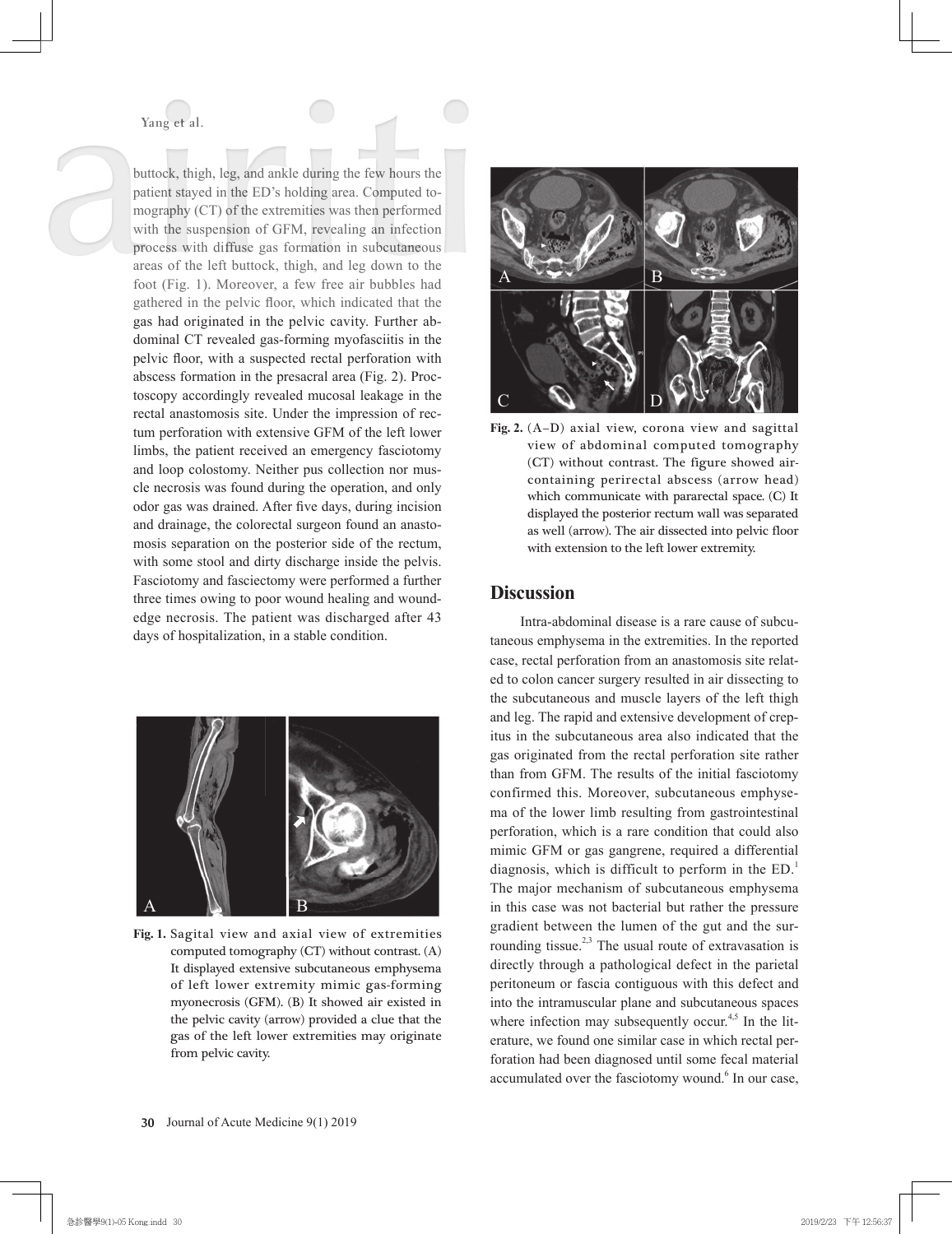buttock, thigh, leg, and ankle during the few hours the patient stayed in the ED's holding area. Computed tomography (CT) of the extremities was then performed with the suspension of GFM, revealing an infection process with diffuse gas formation in subcutaneous areas of the left buttock, thigh, and leg down to the foot (Fig. 1). Moreover, a few free air bubbles had gathered in the pelvic floor, which indicated that the gas had originated in the pelvic cavity. Further abdominal CT revealed gas-forming myofasciitis in the pelvic floor, with a suspected rectal perforation with abscess formation in the presacral area (Fig. 2). Proctoscopy accordingly revealed mucosal leakage in the rectal anastomosis site. Under the impression of rectum perforation with extensive GFM of the left lower limbs, the patient received an emergency fasciotomy and loop colostomy. Neither pus collection nor muscle necrosis was found during the operation, and only odor gas was drained. After five days, during incision and drainage, the colorectal surgeon found an anastomosis separation on the posterior side of the rectum, with some stool and dirty discharge inside the pelvis. Fasciotomy and fasciectomy were performed a further three times owing to poor wound healing and wound-edge necrosis. The patient was discharged after 43 days of hospitalization, in a stable condition.

**Fig. 1.** Sagital view and axial view of extremities computed tomography (CT) without contrast. (A) It displayed extensive subcutaneous emphysema of left lower extremity mimic gas-forming myonecrosis (GFM). (B) It showed air existed in the pelvic cavity (arrow) provided a clue that the gas of the left lower extremities may originate from pelvic cavity.

**Fig. 2.** (A–D) axial view, corona view and sagittal view of abdominal computed tomography (CT) without contrast. The figure showed air-containing perirectal abscess (arrow head) which communicate with pararectal space. (C) It displayed the posterior rectum wall was separated as well (arrow). The air dissected into pelvic floor with extension to the left lower extremity.

## Discussion

Intra-abdominal disease is a rare cause of subcutaneous emphysema in the extremities. In the reported case, rectal perforation from an anastomosis site related to colon cancer surgery resulted in air dissecting to the subcutaneous and muscle layers of the left thigh and leg. The rapid and extensive development of crepitus in the subcutaneous area also indicated that the gas originated from the rectal perforation site rather than from GFM. The results of the initial fasciotomy confirmed this. Moreover, subcutaneous emphysema of the lower limb resulting from gastrointestinal perforation, which is a rare condition that could also mimic GFM or gas gangrene, required a differential diagnosis, which is difficult to perform in the ED.[1] The major mechanism of subcutaneous emphysema in this case was not bacterial but rather the pressure gradient between the lumen of the gut and the surrounding tissue.[2,3] The usual route of extravasation is directly through a pathological defect in the parietal peritoneum or fascia contiguous with this defect and into the intramuscular plane and subcutaneous spaces where infection may subsequently occur.[4,5] In the literature, we found one similar case in which rectal perforation had been diagnosed until some fecal material accumulated over the fasciotomy wound.[6] In our case,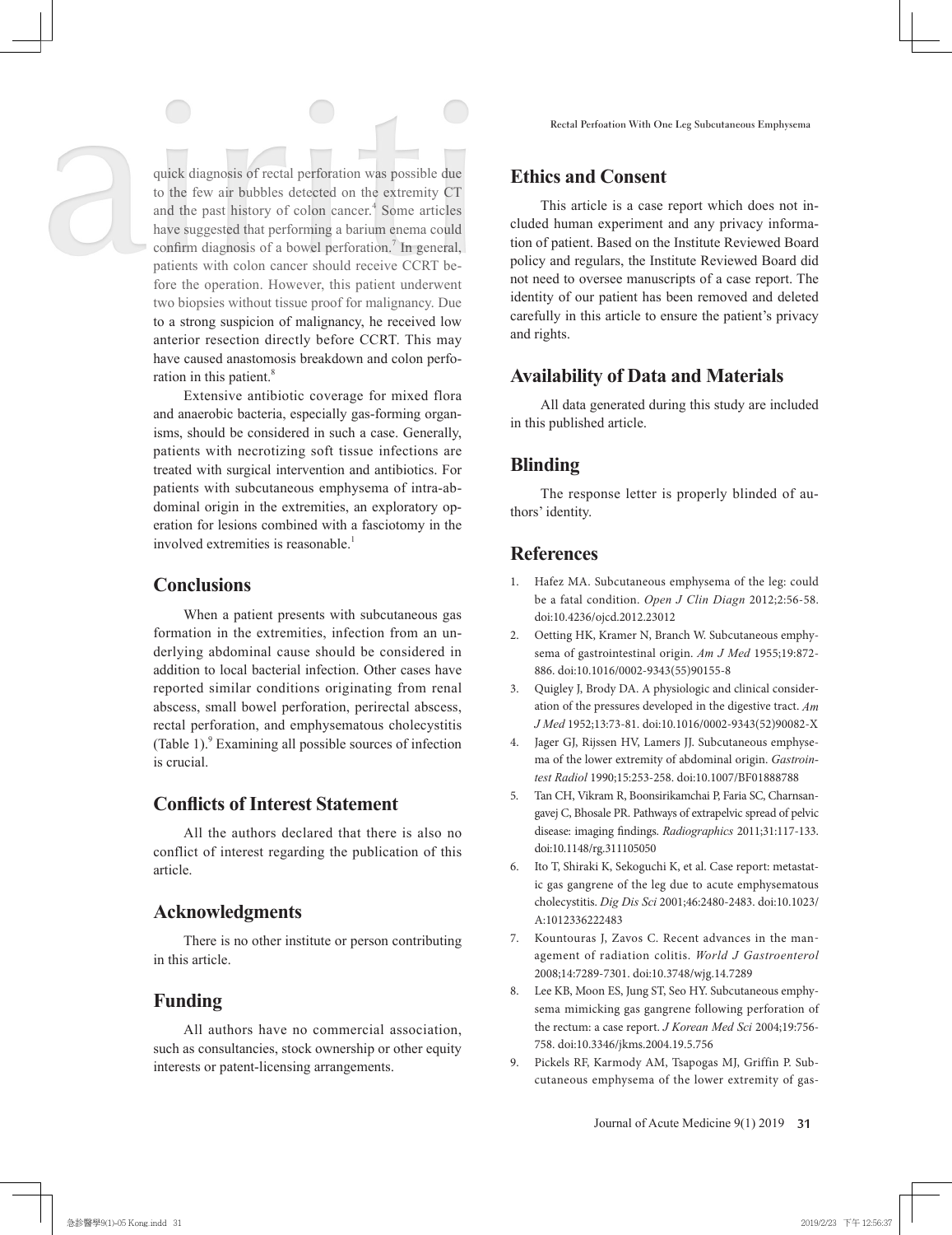quick diagnosis of rectal perforation was possible due to the few air bubbles detected on the extremity CT and the past history of colon cancer.[4] Some articles have suggested that performing a barium enema could confirm diagnosis of a bowel perforation.[7] In general, patients with colon cancer should receive CCRT before the operation. However, this patient underwent two biopsies without tissue proof for malignancy. Due to a strong suspicion of malignancy, he received low anterior resection directly before CCRT. This may have caused anastomosis breakdown and colon perforation in this patient.[8]

Extensive antibiotic coverage for mixed flora and anaerobic bacteria, especially gas-forming organisms, should be considered in such a case. Generally, patients with necrotizing soft tissue infections are treated with surgical intervention and antibiotics. For patients with subcutaneous emphysema of intra-abdominal origin in the extremities, an exploratory operation for lesions combined with a fasciotomy in the involved extremities is reasonable.[1]

## Conclusions

When a patient presents with subcutaneous gas formation in the extremities, infection from an underlying abdominal cause should be considered in addition to local bacterial infection. Other cases have reported similar conditions originating from renal abscess, small bowel perforation, perirectal abscess, rectal perforation, and emphysematous cholecystitis (Table 1).[9] Examining all possible sources of infection is crucial.

## Conflicts of Interest Statement

All the authors declared that there is also no conflict of interest regarding the publication of this article.

## Acknowledgments

There is no other institute or person contributing in this article.

## Funding

All authors have no commercial association, such as consultancies, stock ownership or other equity interests or patent-licensing arrangements.

## Ethics and Consent

This article is a case report which does not included human experiment and any privacy information of patient. Based on the Institute Reviewed Board policy and regulars, the Institute Reviewed Board did not need to oversee manuscripts of a case report. The identity of our patient has been removed and deleted carefully in this article to ensure the patient's privacy and rights.

## Availability of Data and Materials

All data generated during this study are included in this published article.

## Blinding

The response letter is properly blinded of authors' identity.

## References

1. Hafez MA. Subcutaneous emphysema of the leg: could be a fatal condition. *Open J Clin Diagn* 2012;2:56-58. doi:10.4236/ojcd.2012.23012
2. Oetting HK, Kramer N, Branch W. Subcutaneous emphysema of gastrointestinal origin. *Am J Med* 1955;19:872-886. doi:10.1016/0002-9343(55)90155-8
3. Quigley J, Brody DA. A physiologic and clinical consideration of the pressures developed in the digestive tract. *Am J Med* 1952;13:73-81. doi:10.1016/0002-9343(52)90082-X
4. Jager GJ, Rijssen HV, Lamers JJ. Subcutaneous emphysema of the lower extremity of abdominal origin. *Gastrointest Radiol* 1990;15:253-258. doi:10.1007/BF01888788
5. Tan CH, Vikram R, Boonsirikamchai P, Faria SC, Charnsangavej C, Bhosale PR. Pathways of extrapelvic spread of pelvic disease: imaging findings. *Radiographics* 2011;31:117-133. doi:10.1148/rg.311105050
6. Ito T, Shiraki K, Sekoguchi K, et al. Case report: metastatic gas gangrene of the leg due to acute emphysematous cholecystitis. *Dig Dis Sci* 2001;46:2480-2483. doi:10.1023/A:1012336222483
7. Kountouras J, Zavos C. Recent advances in the management of radiation colitis. *World J Gastroenterol* 2008;14:7289-7301. doi:10.3748/wjg.14.7289
8. Lee KB, Moon ES, Jung ST, Seo HY. Subcutaneous emphysema mimicking gas gangrene following perforation of the rectum: a case report. *J Korean Med Sci* 2004;19:756-758. doi:10.3346/jkms.2004.19.5.756
9. Pickels RF, Karmody AM, Tsapogas MJ, Griffin P. Subcutaneous emphysema of the lower extremity of gas-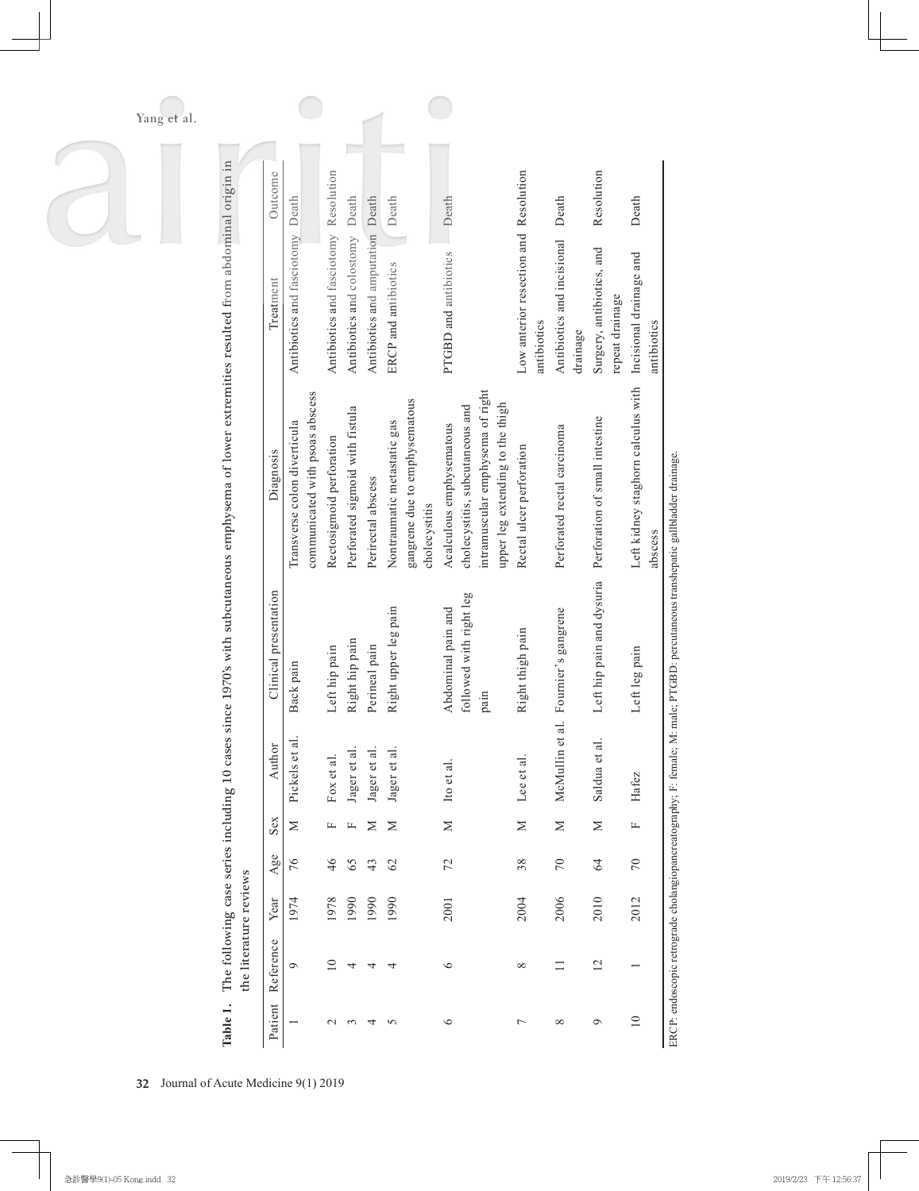**Table 1.** The following case series including 10 cases since 1970's with subcutaneous emphysema of lower extremities resulted from abdominal origin in the literature reviews

| Patient | Reference | Year | Age | Sex | Author | Clinical presentation | Diagnosis | Treatment | Outcome |
|---|---|---|---|---|---|---|---|---|---|
| 1 | 9 | 1974 | 76 | M | Pickels et al. | Back pain | Transverse colon diverticula communicated with psoas abscess | Antibiotics and fasciotomy | Death |
| 2 | 10 | 1978 | 46 | F | Fox et al. | Left hip pain | Rectosigmoid perforation | Antibiotics and fasciotomy | Resolution |
| 3 | 4 | 1990 | 65 | F | Jager et al. | Right hip pain | Perforated sigmoid with fistula | Antibiotics and colostomy | Death |
| 4 | 4 | 1990 | 43 | M | Jager et al. | Perineal pain | Perirectal abscess | Antibiotics and amputation | Death |
| 5 | 4 | 1990 | 62 | M | Jager et al. | Right upper leg pain | Nontraumatic metastatic gas gangrene due to emphysematous cholecystitis | ERCP and antibiotics | Death |
| 6 | 6 | 2001 | 72 | M | Ito et al. | Abdominal pain and followed with right leg pain | Acalculous emphysematous cholecystitis, subcutaneous and intramuscular emphysema of right upper leg extending to the thigh | PTGBD and antibiotics | Death |
| 7 | 8 | 2004 | 38 | M | Lee et al. | Right thigh pain | Rectal ulcer perforation | Low anterior resection and antibiotics | Resolution |
| 8 | 11 | 2006 | 70 | M | McMullin et al. | Fournier's gangrene | Perforated rectal carcinoma | Antibiotics and incisional drainage | Death |
| 9 | 12 | 2010 | 64 | M | Saldua et al. | Left hip pain and dysuria | Perforation of small intestine | Surgery, antibiotics, and repeat drainage | Resolution |
| 10 | 1 | 2012 | 70 | F | Hafez | Left leg pain | Left kidney staghorn calculus with abscess | Incisional drainage and antibiotics | Death |

ERCP: endoscopic retrograde cholangiopancreatography; F: female; M: male; PTGBD: percutaneous transhepatic gallbladder drainage.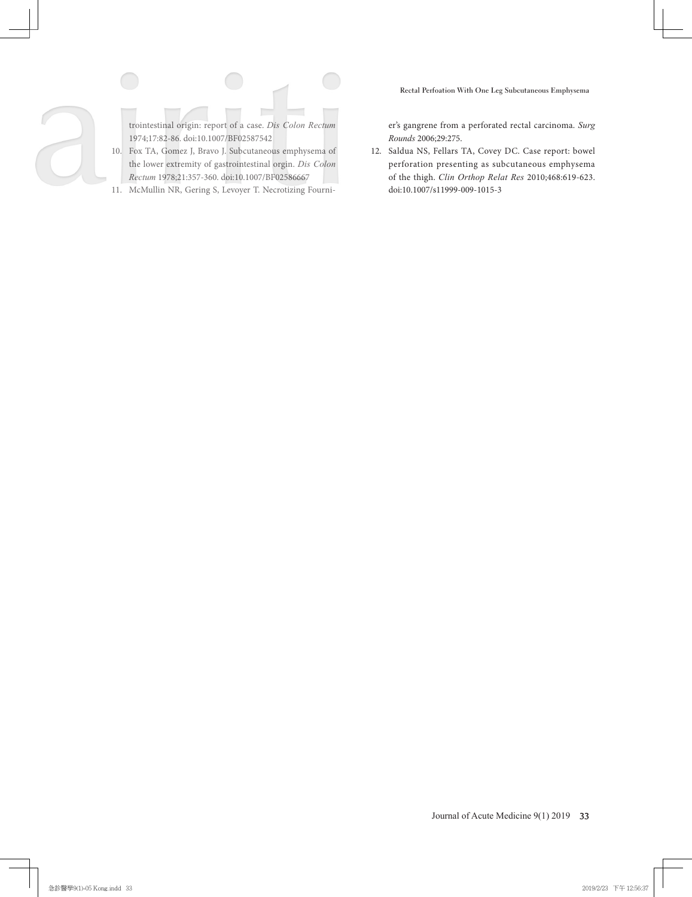trointestinal origin: report of a case. *Dis Colon Rectum* 1974;17:82-86. doi:10.1007/BF02587542

10. Fox TA, Gomez J, Bravo J. Subcutaneous emphysema of the lower extremity of gastrointestinal orgin. *Dis Colon Rectum* 1978;21:357-360. doi:10.1007/BF02586667
11. McMullin NR, Gering S, Levoyer T. Necrotizing Fournier's gangrene from a perforated rectal carcinoma. *Surg Rounds* 2006;29:275.
12. Saldua NS, Fellars TA, Covey DC. Case report: bowel perforation presenting as subcutaneous emphysema of the thigh. *Clin Orthop Relat Res* 2010;468:619-623. doi:10.1007/s11999-009-1015-3